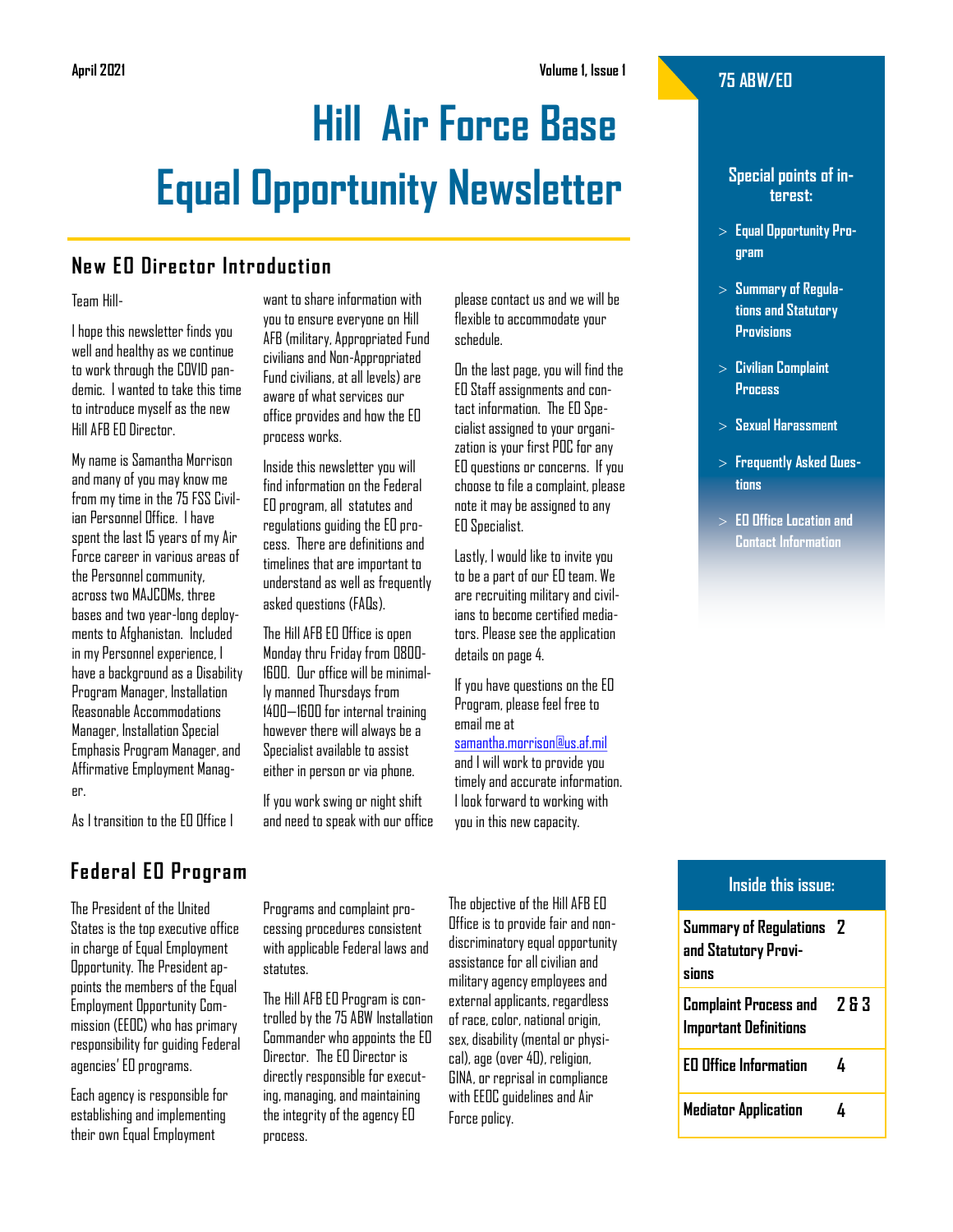April 2021 Volume 1, Issue 1

# Hill Air Force Base Equal Opportunity Newsletter

## New EO Director Introduction

Team Hill-

I hope this newsletter finds you well and healthy as we continue to work through the COVID pandemic. I wanted to take this time to introduce myself as the new Hill AFB EO Director.

My name is Samantha Morrison and many of you may know me from my time in the 75 FSS Civilian Personnel Office. I have spent the last 15 years of my Air Force career in various areas of the Personnel community, across two MAJCOMs, three bases and two year-long deployments to Afghanistan. Included in my Personnel experience, I have a background as a Disability Program Manager, Installation Reasonable Accommodations Manager, Installation Special Emphasis Program Manager, and Affirmative Employment Manager.

As I transition to the EO Office I want to share information with you to ensure everyone on Hill AFB (military, Appropriated Fund civilians and Non-Appropriated Fund civilians, at all levels) are aware of what services our office provides and how the EO process works.

Inside this newsletter you will find information on the Federal EO program, all statutes and regulations guiding the EO process. There are definitions and timelines that are important to understand as well as frequently asked questions (FAQs).

The Hill AFB EO Office is open Monday thru Friday from 0800-1600. Our office will be minimally manned Thursdays from 1400—1600 for internal training however there will always be a Specialist available to assist either in person or via phone.

If you work swing or night shift and need to speak with our office please contact us and we will be flexible to accommodate your schedule.

On the last page, you will find the EO Staff assignments and contact information. The EO Specialist assigned to your organization is your first POC for any EO questions or concerns. If you choose to file a complaint, please note it may be assigned to any EO Specialist.

Lastly, I would like to invite you to be a part of our EO team. We are recruiting military and civilians to become certified mediators. Please see the application details on page 4.

If you have questions on the EO Program, please feel free to email me at samantha.morrison@us.af.mil and I will work to provide you timely and accurate information. I look forward to working with you in this new capacity.

## Federal EO Program

The President of the United States is the top executive office in charge of Equal Employment Opportunity. The President appoints the members of the Equal Employment Opportunity Commission (EEOC) who has primary responsibility for guiding Federal agencies' EO programs.

Each agency is responsible for establishing and implementing their own Equal Employment Programs and complaint processing procedures consistent with applicable Federal laws and statutes.

The Hill AFB EO Program is controlled by the 75 ABW Installation Commander who appoints the EO Director. The EO Director is directly responsible for executing, managing, and maintaining the integrity of the agency EO process.

The objective of the Hill AFB EO Office is to provide fair and nondiscriminatory equal opportunity assistance for all civilian and military agency employees and external applicants, regardless of race, color, national origin, sex, disability (mental or physical), age (over 40), religion, GINA, or reprisal in compliance with EEOC guidelines and Air Force policy.

**75 ABW/EO**

**Special points of interest:**

- Equal Opportunity Program
- Summary of Regulations and Statutory Provisions
- Civilian Complaint Process
- Sexual Harassment
- Frequently Asked Questions
- EO Office Location and Contact Information

**Inside this issue:**

| | |
|---|---|
| Summary of Regulations and Statutory Provisions | 2 |
| Complaint Process and Important Definitions | 2 & 3 |
| EO Office Information | 4 |
| Mediator Application | 4 |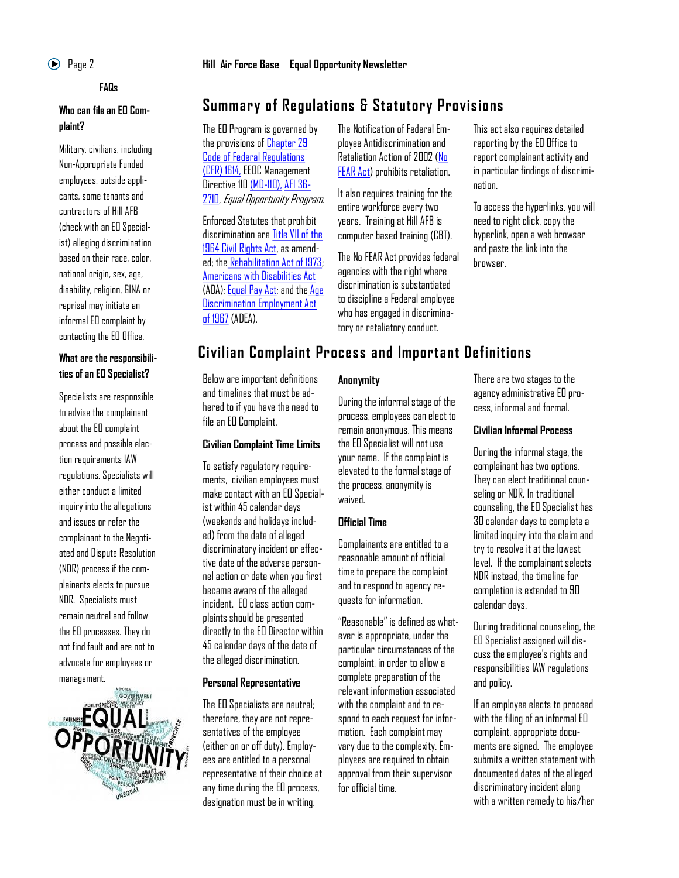## FAQs

### Who can file an EO Complaint?

Military, civilians, including Non-Appropriate Funded employees, outside applicants, some tenants and contractors of Hill AFB (check with an EO Specialist) alleging discrimination based on their race, color, national origin, sex, age, disability, religion, GINA or reprisal may initiate an informal EO complaint by contacting the EO Office.

### What are the responsibilities of an EO Specialist?

Specialists are responsible to advise the complainant about the EO complaint process and possible election requirements IAW regulations. Specialists will either conduct a limited inquiry into the allegations and issues or refer the complainant to the Negotiated and Dispute Resolution (NDR) process if the complainants elects to pursue NDR. Specialists must remain neutral and follow the EO processes. They do not find fault and are not to advocate for employees or management.

## Summary of Regulations & Statutory Provisions

The EO Program is governed by the provisions of Chapter 29 Code of Federal Regulations (CFR) 1614, EEOC Management Directive 110 (MD-110), AFI 36-2710, *Equal Opportunity Program*.

Enforced Statutes that prohibit discrimination are Title VII of the 1964 Civil Rights Act, as amended; the Rehabilitation Act of 1973; Americans with Disabilities Act (ADA); Equal Pay Act; and the Age Discrimination Employment Act of 1967 (ADEA).

The Notification of Federal Employee Antidiscrimination and Retaliation Action of 2002 (No FEAR Act) prohibits retaliation.

It also requires training for the entire workforce every two years. Training at Hill AFB is computer based training (CBT).

The No FEAR Act provides federal agencies with the right where discrimination is substantiated to discipline a Federal employee who has engaged in discriminatory or retaliatory conduct.

This act also requires detailed reporting by the EO Office to report complainant activity and in particular findings of discrimination.

To access the hyperlinks, you will need to right click, copy the hyperlink, open a web browser and paste the link into the browser.

## Civilian Complaint Process and Important Definitions

Below are important definitions and timelines that must be adhered to if you have the need to file an EO Complaint.

### Civilian Complaint Time Limits

To satisfy regulatory requirements, civilian employees must make contact with an EO Specialist within 45 calendar days (weekends and holidays included) from the date of alleged discriminatory incident or effective date of the adverse personnel action or date when you first became aware of the alleged incident. EO class action complaints should be presented directly to the EO Director within 45 calendar days of the date of the alleged discrimination.

### Personal Representative

The EO Specialists are neutral; therefore, they are not representatives of the employee (either on or off duty). Employees are entitled to a personal representative of their choice at any time during the EO process, designation must be in writing.

### Anonymity

During the informal stage of the process, employees can elect to remain anonymous. This means the EO Specialist will not use your name. If the complaint is elevated to the formal stage of the process, anonymity is waived.

### Official Time

Complainants are entitled to a reasonable amount of official time to prepare the complaint and to respond to agency requests for information.

"Reasonable" is defined as whatever is appropriate, under the particular circumstances of the complaint, in order to allow a complete preparation of the relevant information associated with the complaint and to respond to each request for information. Each complaint may vary due to the complexity. Employees are required to obtain approval from their supervisor for official time.

There are two stages to the agency administrative EO process, informal and formal.

### Civilian Informal Process

During the informal stage, the complainant has two options. They can elect traditional counseling or NDR. In traditional counseling, the EO Specialist has 30 calendar days to complete a limited inquiry into the claim and try to resolve it at the lowest level. If the complainant selects NDR instead, the timeline for completion is extended to 90 calendar days.

During traditional counseling, the EO Specialist assigned will discuss the employee's rights and responsibilities IAW regulations and policy.

If an employee elects to proceed with the filing of an informal EO complaint, appropriate documents are signed. The employee submits a written statement with documented dates of the alleged discriminatory incident along with a written remedy to his/her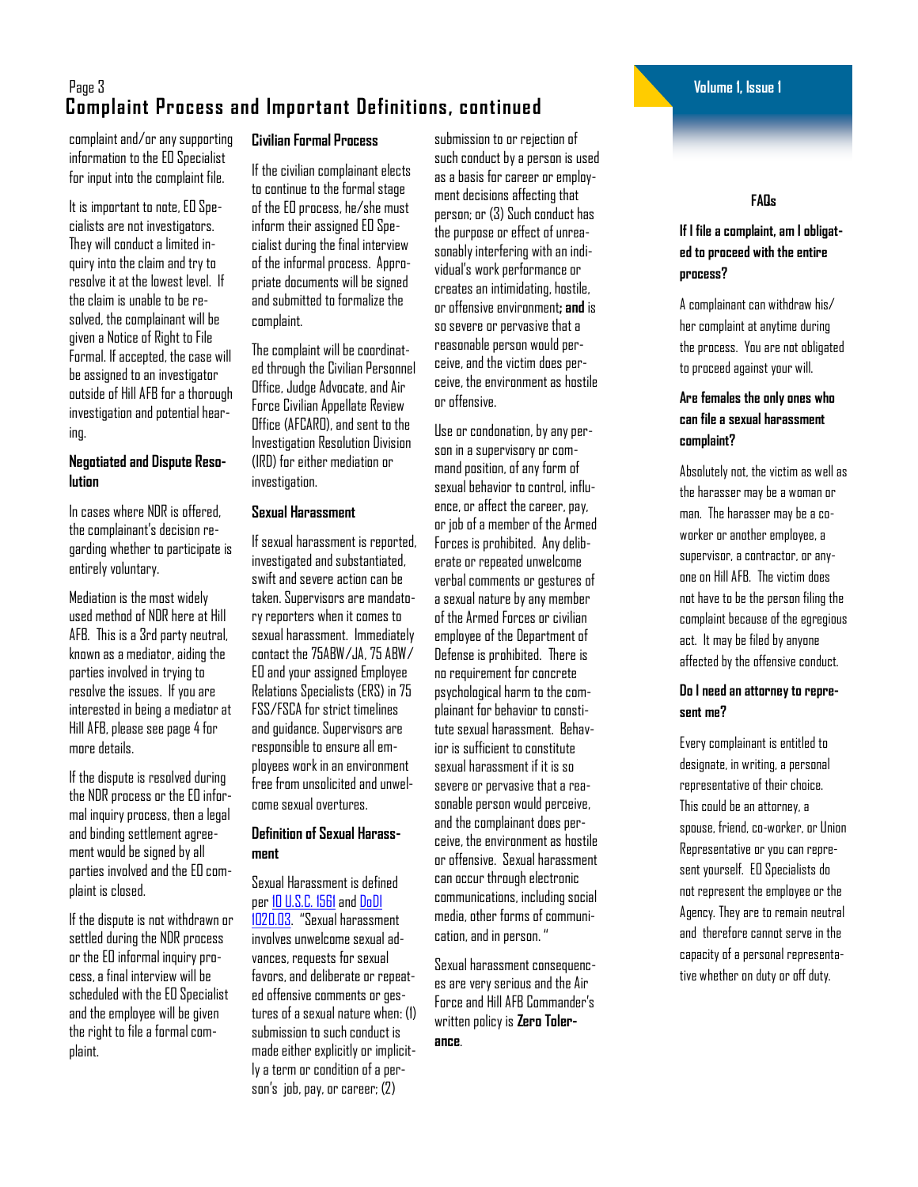## Complaint Process and Important Definitions, continued

complaint and/or any supporting information to the EO Specialist for input into the complaint file.

It is important to note, EO Specialists are not investigators. They will conduct a limited inquiry into the claim and try to resolve it at the lowest level. If the claim is unable to be resolved, the complainant will be given a Notice of Right to File Formal. If accepted, the case will be assigned to an investigator outside of Hill AFB for a thorough investigation and potential hearing.

### Negotiated and Dispute Resolution

In cases where NDR is offered, the complainant's decision regarding whether to participate is entirely voluntary.

Mediation is the most widely used method of NDR here at Hill AFB. This is a 3rd party neutral, known as a mediator, aiding the parties involved in trying to resolve the issues. If you are interested in being a mediator at Hill AFB, please see page 4 for more details.

If the dispute is resolved during the NDR process or the EO informal inquiry process, then a legal and binding settlement agreement would be signed by all parties involved and the EO complaint is closed.

If the dispute is not withdrawn or settled during the NDR process or the EO informal inquiry process, a final interview will be scheduled with the EO Specialist and the employee will be given the right to file a formal complaint.

### Civilian Formal Process

If the civilian complainant elects to continue to the formal stage of the EO process, he/she must inform their assigned EO Specialist during the final interview of the informal process. Appropriate documents will be signed and submitted to formalize the complaint.

The complaint will be coordinated through the Civilian Personnel Office, Judge Advocate, and Air Force Civilian Appellate Review Office (AFCARO), and sent to the Investigation Resolution Division (IRD) for either mediation or investigation.

### Sexual Harassment

If sexual harassment is reported, investigated and substantiated, swift and severe action can be taken. Supervisors are mandatory reporters when it comes to sexual harassment. Immediately contact the 75ABW/JA, 75 ABW/EO and your assigned Employee Relations Specialists (ERS) in 75 FSS/FSCA for strict timelines and guidance. Supervisors are responsible to ensure all employees work in an environment free from unsolicited and unwelcome sexual overtures.

### Definition of Sexual Harassment

Sexual Harassment is defined per [10 U.S.C. 1561] and [DoDI 1020.03]. "Sexual harassment involves unwelcome sexual advances, requests for sexual favors, and deliberate or repeated offensive comments or gestures of a sexual nature when: (1) submission to such conduct is made either explicitly or implicitly a term or condition of a person's job, pay, or career; (2) submission to or rejection of such conduct by a person is used as a basis for career or employment decisions affecting that person; or (3) Such conduct has the purpose or effect of unreasonably interfering with an individual's work performance or creates an intimidating, hostile, or offensive environment**; and** is so severe or pervasive that a reasonable person would perceive, and the victim does perceive, the environment as hostile or offensive.

Use or condonation, by any person in a supervisory or command position, of any form of sexual behavior to control, influence, or affect the career, pay, or job of a member of the Armed Forces is prohibited. Any deliberate or repeated unwelcome verbal comments or gestures of a sexual nature by any member of the Armed Forces or civilian employee of the Department of Defense is prohibited. There is no requirement for concrete psychological harm to the complainant for behavior to constitute sexual harassment. Behavior is sufficient to constitute sexual harassment if it is so severe or pervasive that a reasonable person would perceive, and the complainant does perceive, the environment as hostile or offensive. Sexual harassment can occur through electronic communications, including social media, other forms of communication, and in person."

Sexual harassment consequences are very serious and the Air Force and Hill AFB Commander's written policy is **Zero Tolerance**.

### FAQs

**If I file a complaint, am I obligated to proceed with the entire process?**

A complainant can withdraw his/her complaint at anytime during the process. You are not obligated to proceed against your will.

**Are females the only ones who can file a sexual harassment complaint?**

Absolutely not, the victim as well as the harasser may be a woman or man. The harasser may be a co-worker or another employee, a supervisor, a contractor, or anyone on Hill AFB. The victim does not have to be the person filing the complaint because of the egregious act. It may be filed by anyone affected by the offensive conduct.

**Do I need an attorney to represent me?**

Every complainant is entitled to designate, in writing, a personal representative of their choice. This could be an attorney, a spouse, friend, co-worker, or Union Representative or you can represent yourself. EO Specialists do not represent the employee or the Agency. They are to remain neutral and therefore cannot serve in the capacity of a personal representative whether on duty or off duty.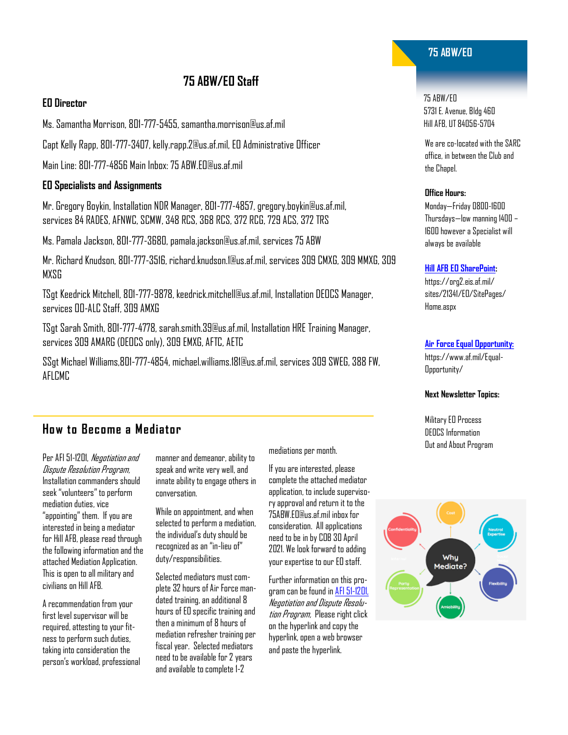# 75 ABW/EO Staff

### EO Director

Ms. Samantha Morrison, 801-777-5455, samantha.morrison@us.af.mil

Capt Kelly Rapp, 801-777-3407, kelly.rapp.2@us.af.mil, EO Administrative Officer

Main Line: 801-777-4856 Main Inbox: 75 ABW.EO@us.af.mil

### EO Specialists and Assignments

Mr. Gregory Boykin, Installation NDR Manager, 801-777-4857, gregory.boykin@us.af.mil, services 84 RADES, AFNWC, SCMW, 348 RCS, 368 RCS, 372 RCG, 729 ACS, 372 TRS

Ms. Pamala Jackson, 801-777-3680, pamala.jackson@us.af.mil, services 75 ABW

Mr. Richard Knudson, 801-777-3516, richard.knudson.1@us.af.mil, services 309 CMXG, 309 MMXG, 309 MXSG

TSgt Keedrick Mitchell, 801-777-9878, keedrick.mitchell@us.af.mil, Installation DEOCS Manager, services OO-ALC Staff, 309 AMXG

TSgt Sarah Smith, 801-777-4778, sarah.smith.39@us.af.mil, Installation HRE Training Manager, services 309 AMARG (DEOCS only), 309 EMXG, AFTC, AETC

SSgt Michael Williams,801-777-4854, michael.williams.181@us.af.mil, services 309 SWEG, 388 FW, AFLCMC

## How to Become a Mediator

Per AFI 51-1201, *Negotiation and Dispute Resolution Program,* Installation commanders should seek "volunteers" to perform mediation duties, vice "appointing" them. If you are interested in being a mediator for Hill AFB, please read through the following information and the attached Mediation Application. This is open to all military and civilians on Hill AFB.

A recommendation from your first level supervisor will be required, attesting to your fitness to perform such duties, taking into consideration the person's workload, professional manner and demeanor, ability to speak and write very well, and innate ability to engage others in conversation.

While on appointment, and when selected to perform a mediation, the individual's duty should be recognized as an "in-lieu of" duty/responsibilities.

Selected mediators must complete 32 hours of Air Force mandated training, an additional 8 hours of EO specific training and then a minimum of 8 hours of mediation refresher training per fiscal year. Selected mediators need to be available for 2 years and available to complete 1-2 mediations per month.

If you are interested, please complete the attached mediator application, to include supervisory approval and return it to the 75ABW.EO@us.af.mil inbox for consideration. All applications need to be in by COB 30 April 2021. We look forward to adding your expertise to our EO staff.

Further information on this program can be found in AFI 51-1201, *Negotiation and Dispute Resolution Program*, Please right click on the hyperlink and copy the hyperlink, open a web browser and paste the hyperlink.

Why Mediate?
Cost
Neutral Expertise
Flexibility
Amiability
Party Representation
Confidentiality

## 75 ABW/EO

75 ABW/EO
5731 E. Avenue, Bldg 460
Hill AFB, UT 84056-5704

We are co-located with the SARC office, in between the Club and the Chapel.

**Office Hours:**
Monday—Friday 0800-1600
Thursdays—low manning 1400 – 1600 however a Specialist will always be available

**Hill AFB EO SharePoint:**
https://org2.eis.af.mil/sites/21341/EO/SitePages/Home.aspx

**Air Force Equal Opportunity:**
https://www.af.mil/Equal-Opportunity/

**Next Newsletter Topics:**

Military EO Process
DEOCS Information
Out and About Program